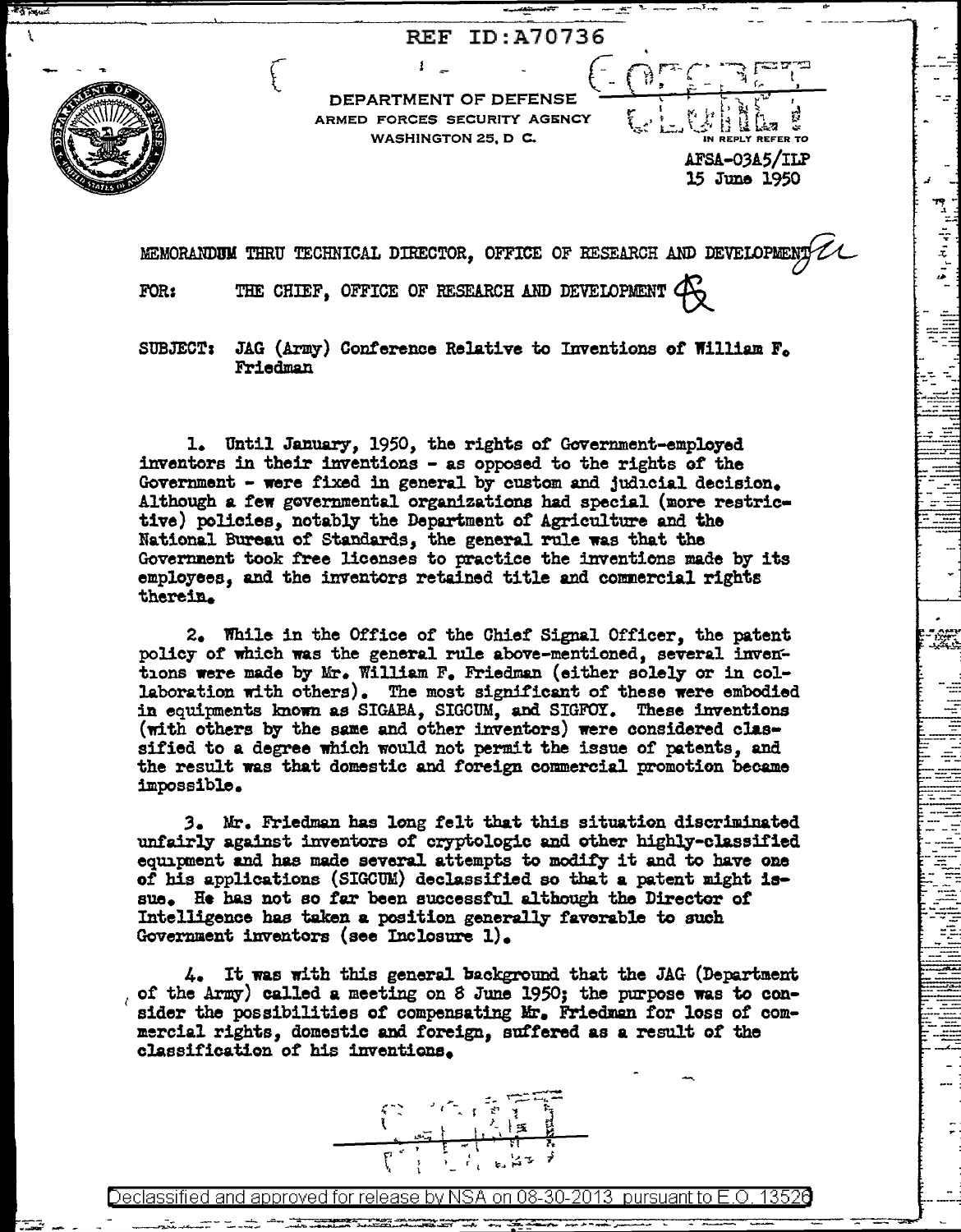REF ID:A70736

SECRET

DEPARTMENT OF DEFENSE
ARMED FORCES SECURITY AGENCY
WASHINGTON 25, D C.

IN REPLY REFER TO
AFSA-03A5/ILP
15 June 1950

MEMORANDUM THRU TECHNICAL DIRECTOR, OFFICE OF RESEARCH AND DEVELOPMENT

FOR: THE CHIEF, OFFICE OF RESEARCH AND DEVELOPMENT

SUBJECT: JAG (Army) Conference Relative to Inventions of William F. Friedman

1. Until January, 1950, the rights of Government-employed inventors in their inventions - as opposed to the rights of the Government - were fixed in general by custom and judicial decision. Although a few governmental organizations had special (more restrictive) policies, notably the Department of Agriculture and the National Bureau of Standards, the general rule was that the Government took free licenses to practice the inventions made by its employees, and the inventors retained title and commercial rights therein.

2. While in the Office of the Chief Signal Officer, the patent policy of which was the general rule above-mentioned, several inventions were made by Mr. William F. Friedman (either solely or in collaboration with others). The most significant of these were embodied in equipments known as SIGABA, SIGCUM, and SIGFOY. These inventions (with others by the same and other inventors) were considered classified to a degree which would not permit the issue of patents, and the result was that domestic and foreign commercial promotion became impossible.

3. Mr. Friedman has long felt that this situation discriminated unfairly against inventors of cryptologic and other highly-classified equipment and has made several attempts to modify it and to have one of his applications (SIGCUM) declassified so that a patent might issue. He has not so far been successful although the Director of Intelligence has taken a position generally favorable to such Government inventors (see Inclosure 1).

4. It was with this general background that the JAG (Department of the Army) called a meeting on 8 June 1950; the purpose was to consider the possibilities of compensating Mr. Friedman for loss of commercial rights, domestic and foreign, suffered as a result of the classification of his inventions.

SECRET

Declassified and approved for release by NSA on 08-30-2013 pursuant to E.O. 13526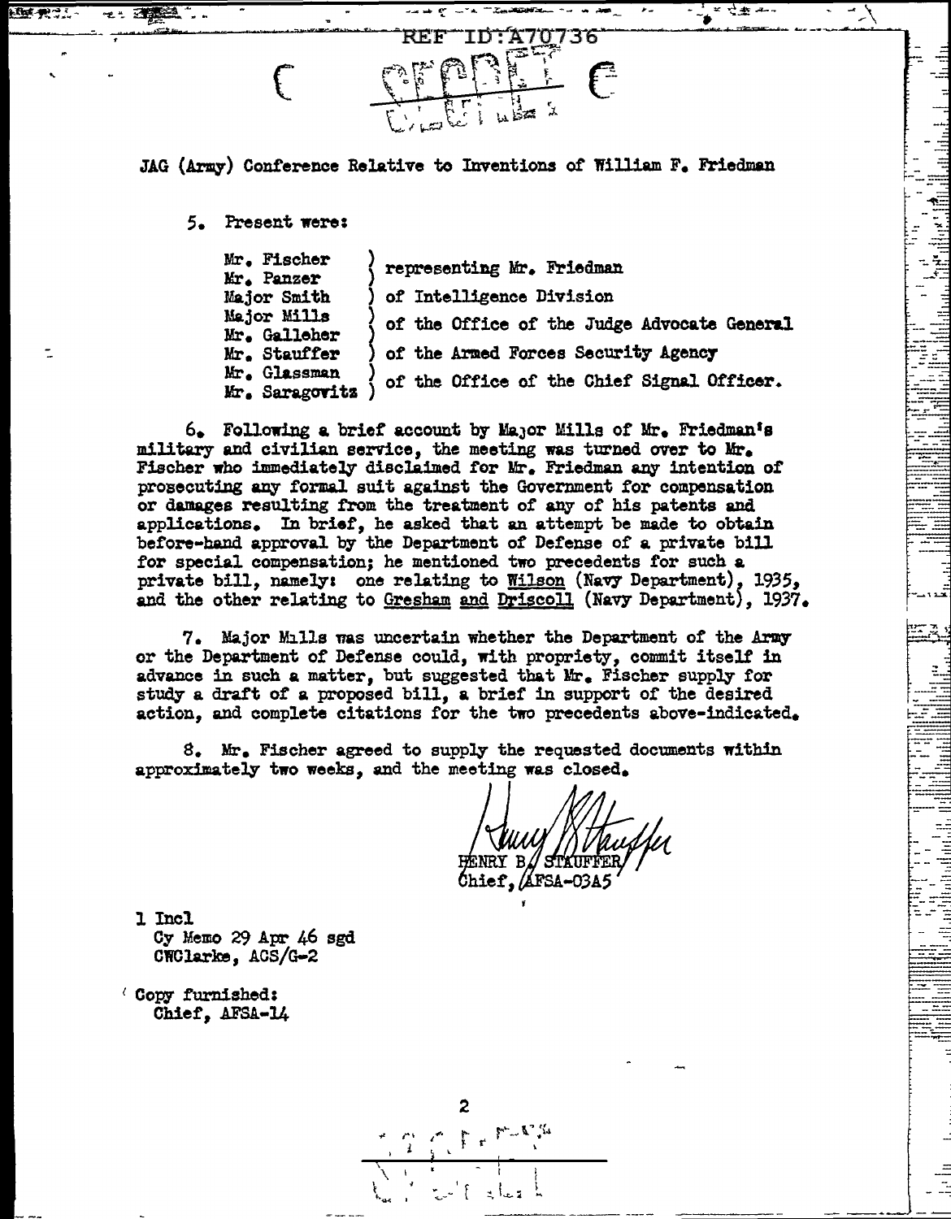REF ID:A70736

SECRET

JAG (Army) Conference Relative to Inventions of William F. Friedman

5. Present were:

| | |
|---|---|
| Mr. Fischer<br>Mr. Panzer | representing Mr. Friedman |
| Major Smith | of Intelligence Division |
| Major Mills<br>Mr. Galleher | of the Office of the Judge Advocate General |
| Mr. Stauffer | of the Armed Forces Security Agency |
| Mr. Glassman<br>Mr. Saragovitz | of the Office of the Chief Signal Officer. |

6. Following a brief account by Major Mills of Mr. Friedman's military and civilian service, the meeting was turned over to Mr. Fischer who immediately disclaimed for Mr. Friedman any intention of prosecuting any formal suit against the Government for compensation or damages resulting from the treatment of any of his patents and applications. In brief, he asked that an attempt be made to obtain before-hand approval by the Department of Defense of a private bill for special compensation; he mentioned two precedents for such a private bill, namely: one relating to Wilson (Navy Department), 1935, and the other relating to Gresham and Driscoll (Navy Department), 1937.

7. Major Mills was uncertain whether the Department of the Army or the Department of Defense could, with propriety, commit itself in advance in such a matter, but suggested that Mr. Fischer supply for study a draft of a proposed bill, a brief in support of the desired action, and complete citations for the two precedents above-indicated.

8. Mr. Fischer agreed to supply the requested documents within approximately two weeks, and the meeting was closed.

HENRY B. STAUFFER
Chief, AFSA-03A5

1 Incl
Cy Memo 29 Apr 46 sgd
CWClarke, ACS/G-2

Copy furnished:
Chief, AFSA-14

SECRET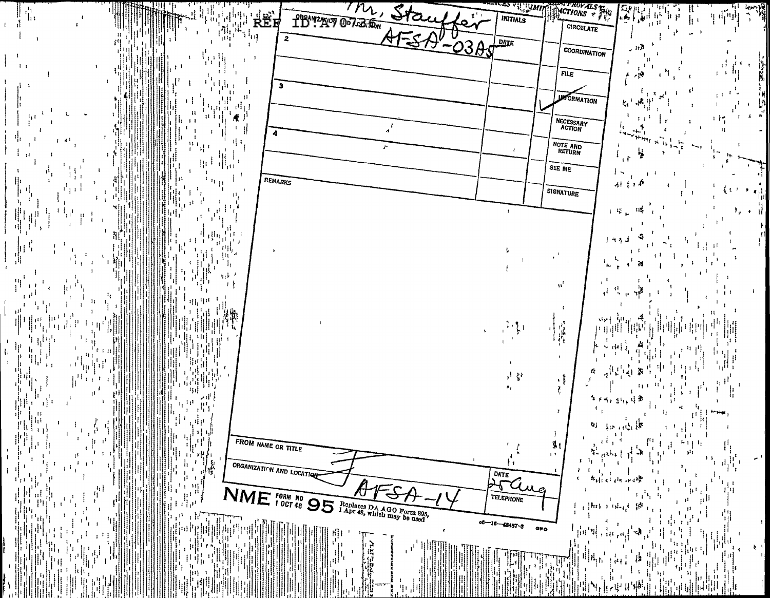REF ID:A70736

| ORGANIZATION AND LOCATION | INITIALS | | APPROVALS / ACTIONS |
|---|---|---|---|
| Mr. Stauffer AFSA-03A5 | | | CIRCULATE |
| 2 | DATE | | COORDINATION |
| | | | FILE |
| 3 | | ✓ | INFORMATION |
| | | | NECESSARY ACTION |
| 4 | | | NOTE AND RETURN |
| | | | SEE ME |
| REMARKS | | | SIGNATURE |

FROM NAME OR TITLE

F

ORGANIZATION AND LOCATION

AFSA-14

DATE

25 Aug

TELEPHONE

NME FORM NO 95 1 OCT 48 Replaces DA AGO Form 895, 1 Apr 48, which may be used

c6—16—48487-3 GPO